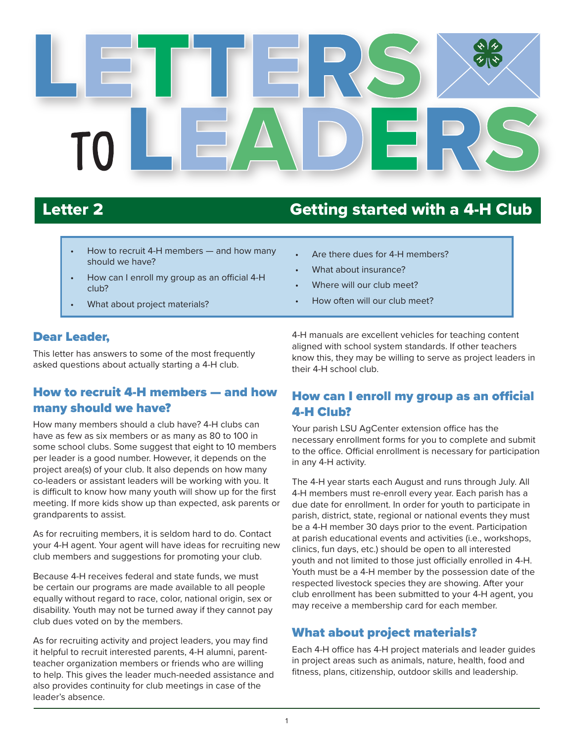# LETTERS TO LEADERS

## Letter 2 — Getting started with a 4-H Club

- How to recruit 4-H members — and how many should we have?
- How can I enroll my group as an official 4-H club?
- What about project materials?
- Are there dues for 4-H members?
- What about insurance?
- Where will our club meet?
- How often will our club meet?

### Dear Leader,

This letter has answers to some of the most frequently asked questions about actually starting a 4-H club.

### How to recruit 4-H members — and how many should we have?

How many members should a club have? 4-H clubs can have as few as six members or as many as 80 to 100 in some school clubs. Some suggest that eight to 10 members per leader is a good number. However, it depends on the project area(s) of your club. It also depends on how many co-leaders or assistant leaders will be working with you. It is difficult to know how many youth will show up for the first meeting. If more kids show up than expected, ask parents or grandparents to assist.

As for recruiting members, it is seldom hard to do. Contact your 4-H agent. Your agent will have ideas for recruiting new club members and suggestions for promoting your club.

Because 4-H receives federal and state funds, we must be certain our programs are made available to all people equally without regard to race, color, national origin, sex or disability. Youth may not be turned away if they cannot pay club dues voted on by the members.

As for recruiting activity and project leaders, you may find it helpful to recruit interested parents, 4-H alumni, parent-teacher organization members or friends who are willing to help. This gives the leader much-needed assistance and also provides continuity for club meetings in case of the leader's absence.

4-H manuals are excellent vehicles for teaching content aligned with school system standards. If other teachers know this, they may be willing to serve as project leaders in their 4-H school club.

### How can I enroll my group as an official 4-H Club?

Your parish LSU AgCenter extension office has the necessary enrollment forms for you to complete and submit to the office. Official enrollment is necessary for participation in any 4-H activity.

The 4-H year starts each August and runs through July. All 4-H members must re-enroll every year. Each parish has a due date for enrollment. In order for youth to participate in parish, district, state, regional or national events they must be a 4-H member 30 days prior to the event. Participation at parish educational events and activities (i.e., workshops, clinics, fun days, etc.) should be open to all interested youth and not limited to those just officially enrolled in 4-H. Youth must be a 4-H member by the possession date of the respected livestock species they are showing. After your club enrollment has been submitted to your 4-H agent, you may receive a membership card for each member.

### What about project materials?

Each 4-H office has 4-H project materials and leader guides in project areas such as animals, nature, health, food and fitness, plans, citizenship, outdoor skills and leadership.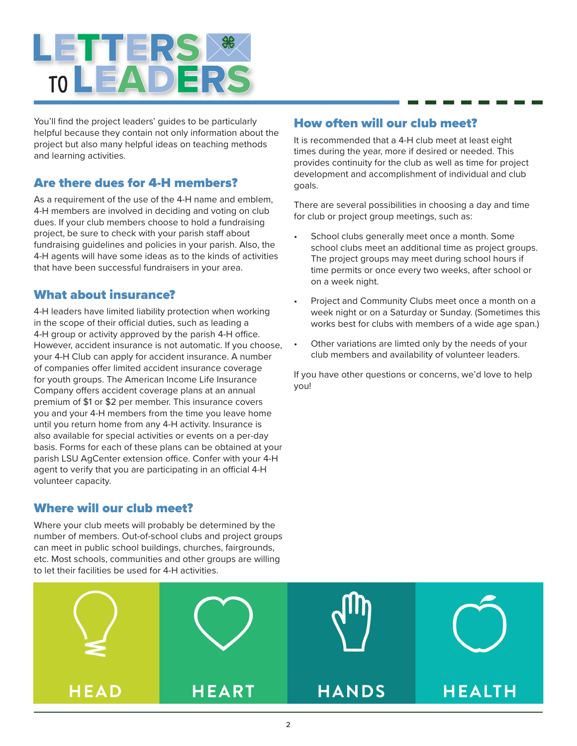# LETTERS TO LEADERS

You'll find the project leaders' guides to be particularly helpful because they contain not only information about the project but also many helpful ideas on teaching methods and learning activities.

## Are there dues for 4-H members?

As a requirement of the use of the 4-H name and emblem, 4-H members are involved in deciding and voting on club dues. If your club members choose to hold a fundraising project, be sure to check with your parish staff about fundraising guidelines and policies in your parish. Also, the 4-H agents will have some ideas as to the kinds of activities that have been successful fundraisers in your area.

## What about insurance?

4-H leaders have limited liability protection when working in the scope of their official duties, such as leading a 4-H group or activity approved by the parish 4-H office. However, accident insurance is not automatic. If you choose, your 4-H Club can apply for accident insurance. A number of companies offer limited accident insurance coverage for youth groups. The American Income Life Insurance Company offers accident coverage plans at an annual premium of $1 or $2 per member. This insurance covers you and your 4-H members from the time you leave home until you return home from any 4-H activity. Insurance is also available for special activities or events on a per-day basis. Forms for each of these plans can be obtained at your parish LSU AgCenter extension office. Confer with your 4-H agent to verify that you are participating in an official 4-H volunteer capacity.

## Where will our club meet?

Where your club meets will probably be determined by the number of members. Out-of-school clubs and project groups can meet in public school buildings, churches, fairgrounds, etc. Most schools, communities and other groups are willing to let their facilities be used for 4-H activities.

## How often will our club meet?

It is recommended that a 4-H club meet at least eight times during the year, more if desired or needed. This provides continuity for the club as well as time for project development and accomplishment of individual and club goals.

There are several possibilities in choosing a day and time for club or project group meetings, such as:

- School clubs generally meet once a month. Some school clubs meet an additional time as project groups. The project groups may meet during school hours if time permits or once every two weeks, after school or on a week night.
- Project and Community Clubs meet once a month on a week night or on a Saturday or Sunday. (Sometimes this works best for clubs with members of a wide age span.)
- Other variations are limted only by the needs of your club members and availability of volunteer leaders.

If you have other questions or concerns, we'd love to help you!

HEAD HEART HANDS HEALTH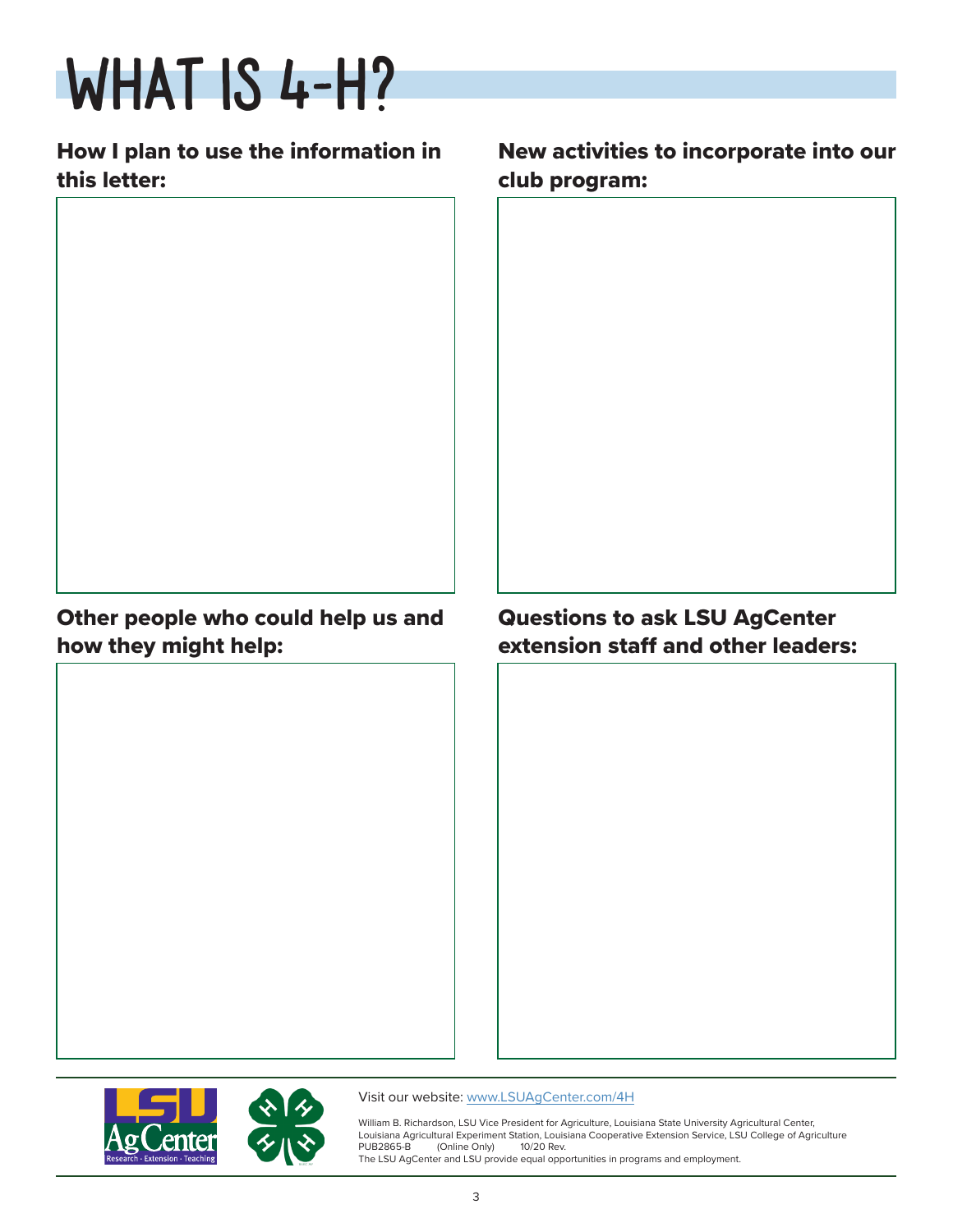# WHAT IS 4-H?

## How I plan to use the information in this letter:

## New activities to incorporate into our club program:

## Other people who could help us and how they might help:

## Questions to ask LSU AgCenter extension staff and other leaders:

Visit our website: www.LSUAgCenter.com/4H

William B. Richardson, LSU Vice President for Agriculture, Louisiana State University Agricultural Center, Louisiana Agricultural Experiment Station, Louisiana Cooperative Extension Service, LSU College of Agriculture
PUB2865-B (Online Only) 10/20 Rev.
The LSU AgCenter and LSU provide equal opportunities in programs and employment.